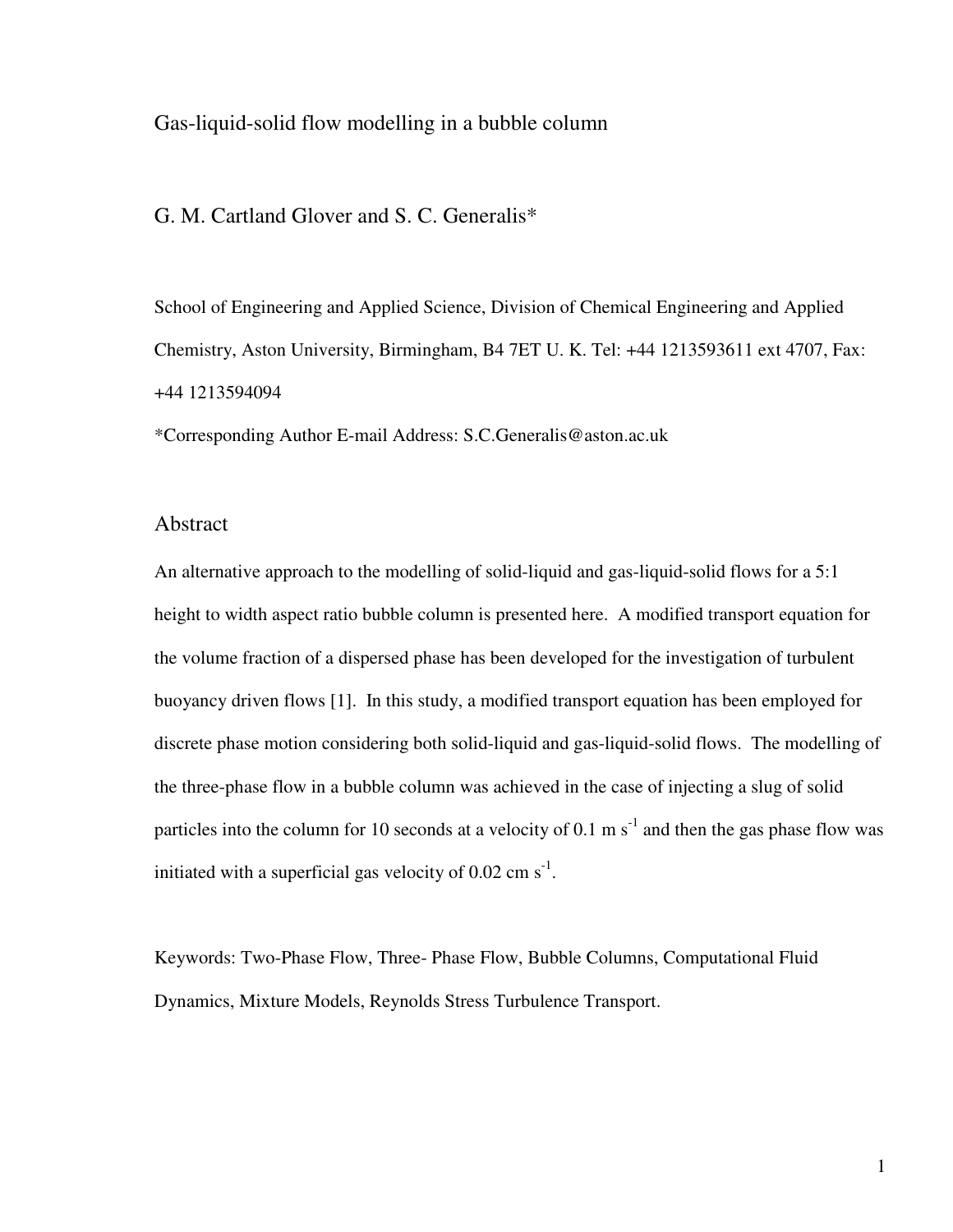# Gas-liquid-solid flow modelling in a bubble column

G. M. Cartland Glover and S. C. Generalis*

School of Engineering and Applied Science, Division of Chemical Engineering and Applied Chemistry, Aston University, Birmingham, B4 7ET U. K. Tel: +44 1213593611 ext 4707, Fax: +44 1213594094

*Corresponding Author E-mail Address: S.C.Generalis@aston.ac.uk

## Abstract

An alternative approach to the modelling of solid-liquid and gas-liquid-solid flows for a 5:1 height to width aspect ratio bubble column is presented here. A modified transport equation for the volume fraction of a dispersed phase has been developed for the investigation of turbulent buoyancy driven flows [1]. In this study, a modified transport equation has been employed for discrete phase motion considering both solid-liquid and gas-liquid-solid flows. The modelling of the three-phase flow in a bubble column was achieved in the case of injecting a slug of solid particles into the column for 10 seconds at a velocity of 0.1 m $s^{-1}$ and then the gas phase flow was initiated with a superficial gas velocity of 0.02 cm $s^{-1}$.

Keywords: Two-Phase Flow, Three- Phase Flow, Bubble Columns, Computational Fluid Dynamics, Mixture Models, Reynolds Stress Turbulence Transport.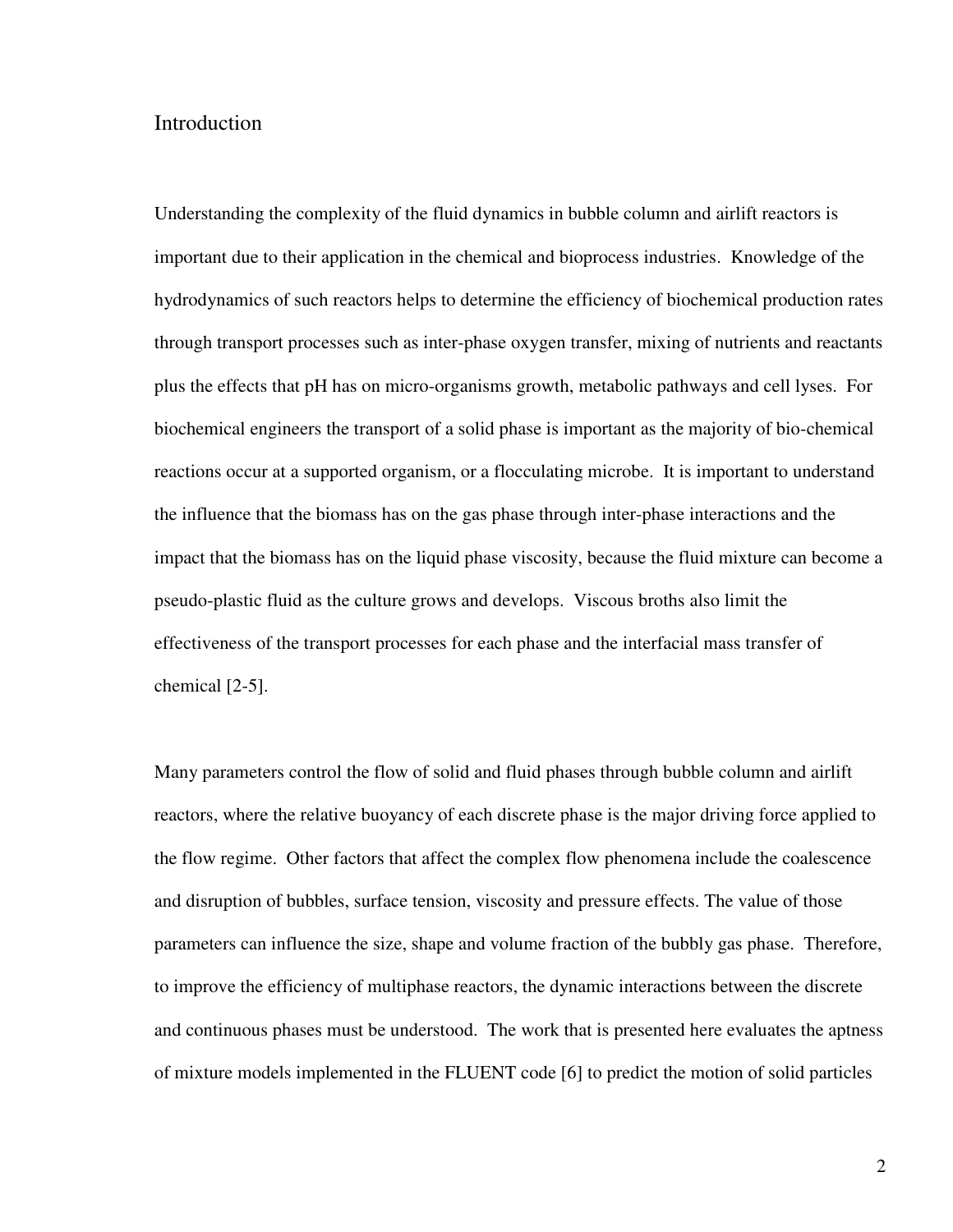# Introduction

Understanding the complexity of the fluid dynamics in bubble column and airlift reactors is important due to their application in the chemical and bioprocess industries. Knowledge of the hydrodynamics of such reactors helps to determine the efficiency of biochemical production rates through transport processes such as inter-phase oxygen transfer, mixing of nutrients and reactants plus the effects that pH has on micro-organisms growth, metabolic pathways and cell lyses. For biochemical engineers the transport of a solid phase is important as the majority of bio-chemical reactions occur at a supported organism, or a flocculating microbe. It is important to understand the influence that the biomass has on the gas phase through inter-phase interactions and the impact that the biomass has on the liquid phase viscosity, because the fluid mixture can become a pseudo-plastic fluid as the culture grows and develops. Viscous broths also limit the effectiveness of the transport processes for each phase and the interfacial mass transfer of chemical [2-5].

Many parameters control the flow of solid and fluid phases through bubble column and airlift reactors, where the relative buoyancy of each discrete phase is the major driving force applied to the flow regime. Other factors that affect the complex flow phenomena include the coalescence and disruption of bubbles, surface tension, viscosity and pressure effects. The value of those parameters can influence the size, shape and volume fraction of the bubbly gas phase. Therefore, to improve the efficiency of multiphase reactors, the dynamic interactions between the discrete and continuous phases must be understood. The work that is presented here evaluates the aptness of mixture models implemented in the FLUENT code [6] to predict the motion of solid particles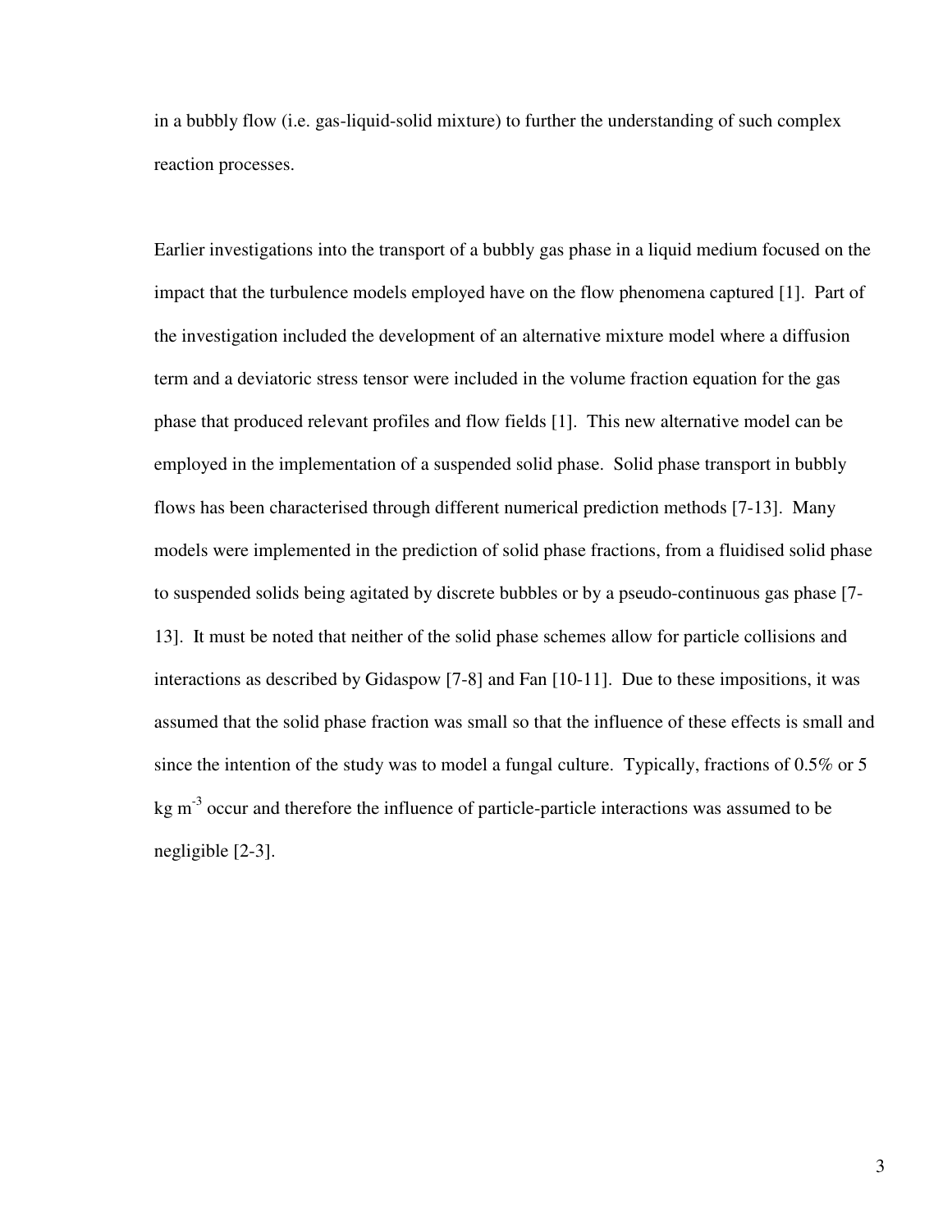in a bubbly flow (i.e. gas-liquid-solid mixture) to further the understanding of such complex reaction processes.

Earlier investigations into the transport of a bubbly gas phase in a liquid medium focused on the impact that the turbulence models employed have on the flow phenomena captured [1]. Part of the investigation included the development of an alternative mixture model where a diffusion term and a deviatoric stress tensor were included in the volume fraction equation for the gas phase that produced relevant profiles and flow fields [1]. This new alternative model can be employed in the implementation of a suspended solid phase. Solid phase transport in bubbly flows has been characterised through different numerical prediction methods [7-13]. Many models were implemented in the prediction of solid phase fractions, from a fluidised solid phase to suspended solids being agitated by discrete bubbles or by a pseudo-continuous gas phase [7-13]. It must be noted that neither of the solid phase schemes allow for particle collisions and interactions as described by Gidaspow [7-8] and Fan [10-11]. Due to these impositions, it was assumed that the solid phase fraction was small so that the influence of these effects is small and since the intention of the study was to model a fungal culture. Typically, fractions of 0.5% or 5 kg $m^{-3}$ occur and therefore the influence of particle-particle interactions was assumed to be negligible [2-3].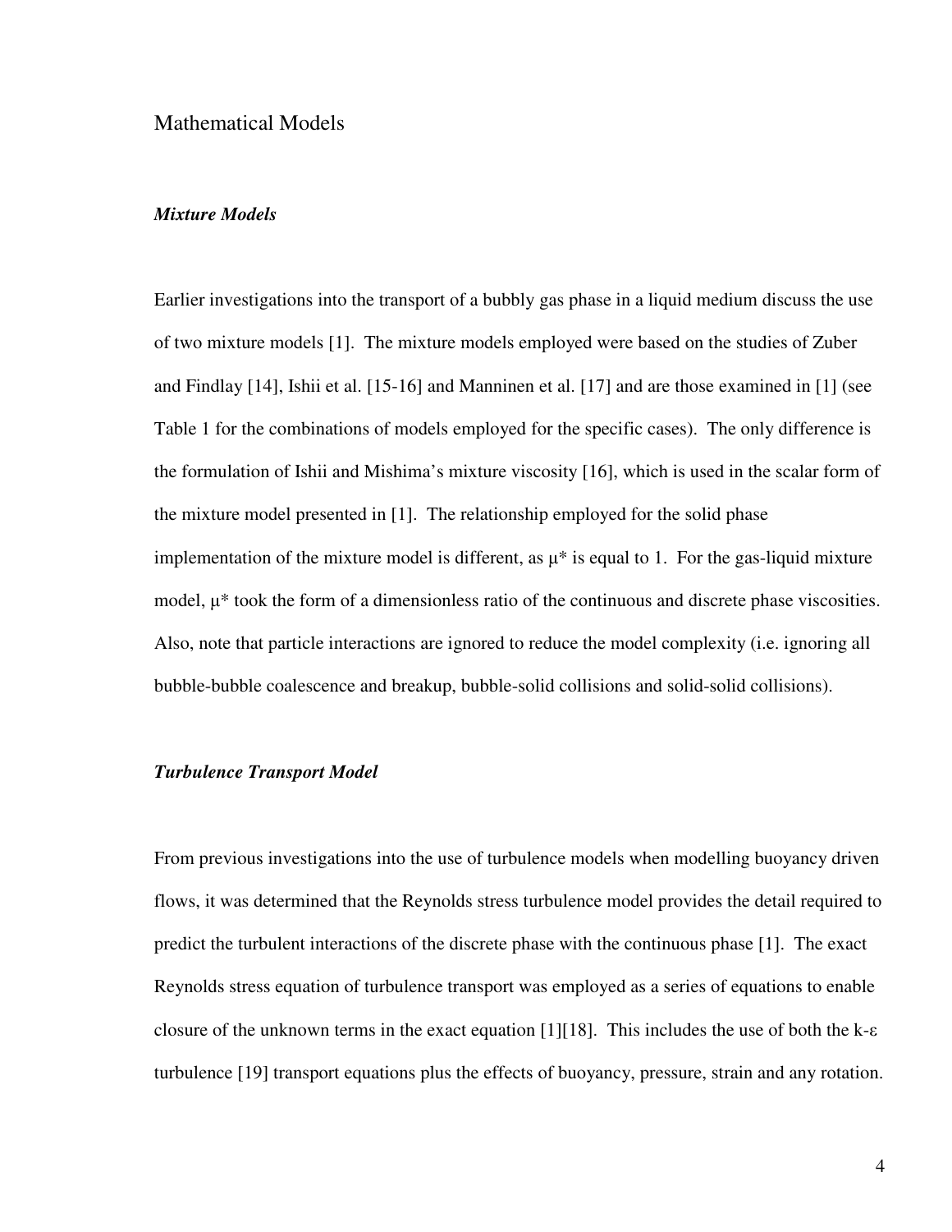## Mathematical Models

### *Mixture Models*

Earlier investigations into the transport of a bubbly gas phase in a liquid medium discuss the use of two mixture models [1]. The mixture models employed were based on the studies of Zuber and Findlay [14], Ishii et al. [15-16] and Manninen et al. [17] and are those examined in [1] (see Table 1 for the combinations of models employed for the specific cases). The only difference is the formulation of Ishii and Mishima's mixture viscosity [16], which is used in the scalar form of the mixture model presented in [1]. The relationship employed for the solid phase implementation of the mixture model is different, as $\mu^*$ is equal to 1. For the gas-liquid mixture model, $\mu^*$ took the form of a dimensionless ratio of the continuous and discrete phase viscosities. Also, note that particle interactions are ignored to reduce the model complexity (i.e. ignoring all bubble-bubble coalescence and breakup, bubble-solid collisions and solid-solid collisions).

### *Turbulence Transport Model*

From previous investigations into the use of turbulence models when modelling buoyancy driven flows, it was determined that the Reynolds stress turbulence model provides the detail required to predict the turbulent interactions of the discrete phase with the continuous phase [1]. The exact Reynolds stress equation of turbulence transport was employed as a series of equations to enable closure of the unknown terms in the exact equation [1][18]. This includes the use of both the k-$\varepsilon$ turbulence [19] transport equations plus the effects of buoyancy, pressure, strain and any rotation.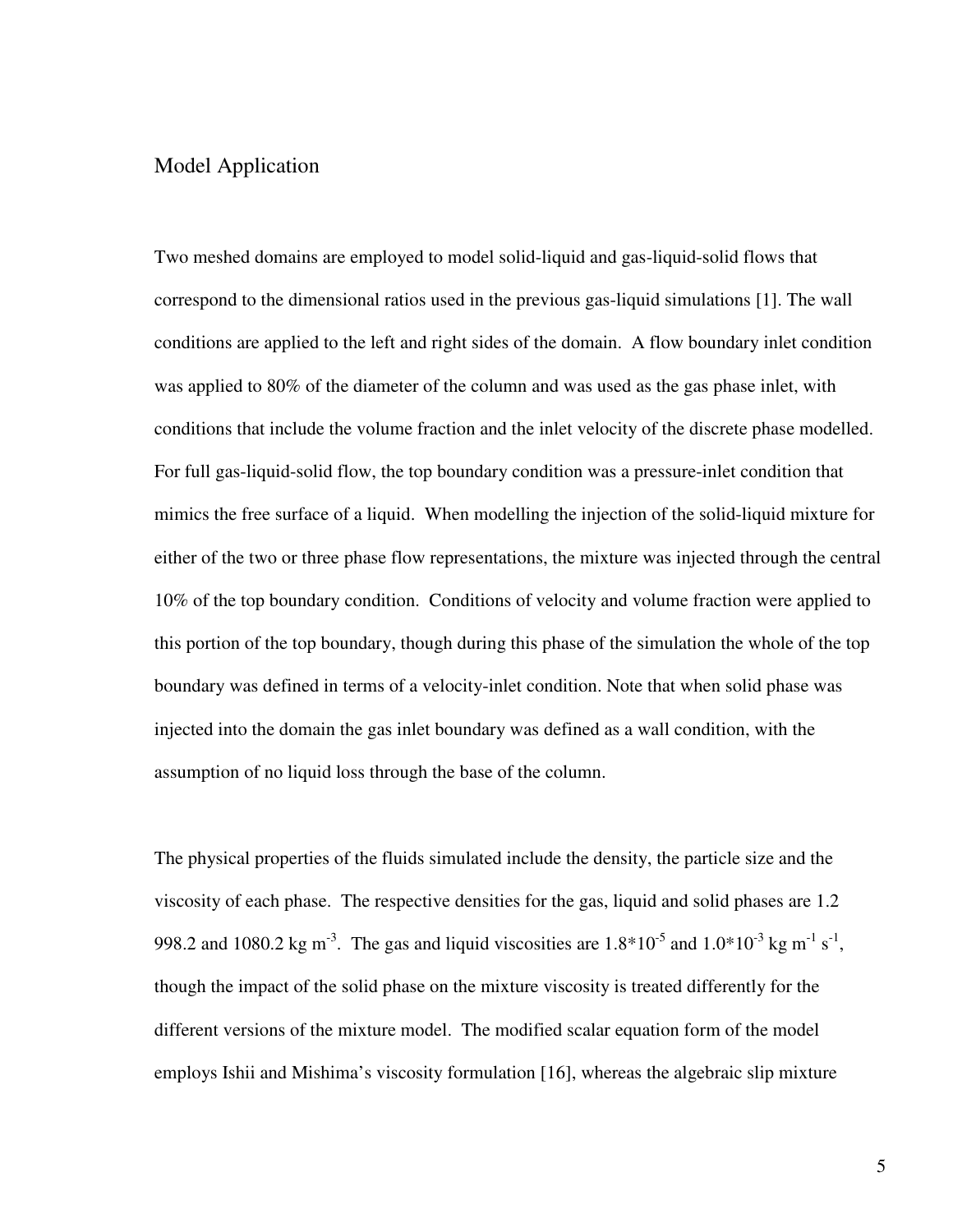## Model Application

Two meshed domains are employed to model solid-liquid and gas-liquid-solid flows that correspond to the dimensional ratios used in the previous gas-liquid simulations [1]. The wall conditions are applied to the left and right sides of the domain. A flow boundary inlet condition was applied to 80% of the diameter of the column and was used as the gas phase inlet, with conditions that include the volume fraction and the inlet velocity of the discrete phase modelled. For full gas-liquid-solid flow, the top boundary condition was a pressure-inlet condition that mimics the free surface of a liquid. When modelling the injection of the solid-liquid mixture for either of the two or three phase flow representations, the mixture was injected through the central 10% of the top boundary condition. Conditions of velocity and volume fraction were applied to this portion of the top boundary, though during this phase of the simulation the whole of the top boundary was defined in terms of a velocity-inlet condition. Note that when solid phase was injected into the domain the gas inlet boundary was defined as a wall condition, with the assumption of no liquid loss through the base of the column.

The physical properties of the fluids simulated include the density, the particle size and the viscosity of each phase. The respective densities for the gas, liquid and solid phases are 1.2 998.2 and 1080.2 kg $m^{-3}$. The gas and liquid viscosities are $1.8*10^{-5}$ and $1.0*10^{-3}$ kg $m^{-1}$ $s^{-1}$, though the impact of the solid phase on the mixture viscosity is treated differently for the different versions of the mixture model. The modified scalar equation form of the model employs Ishii and Mishima's viscosity formulation [16], whereas the algebraic slip mixture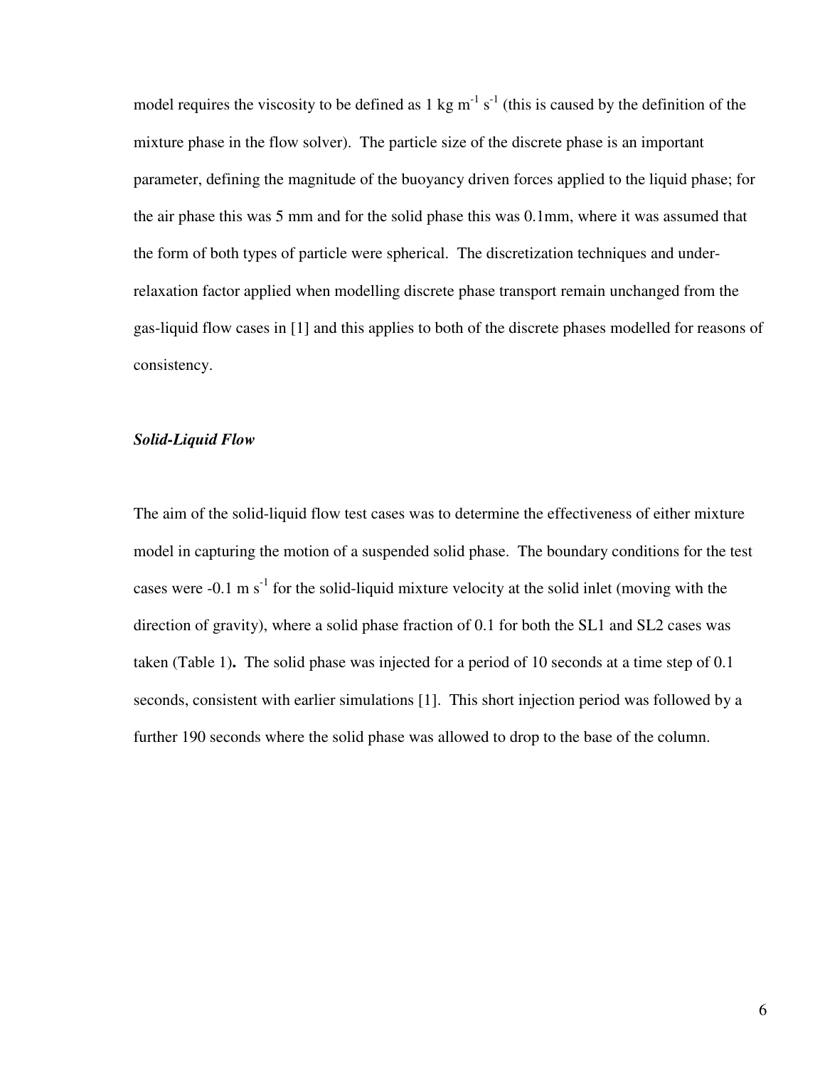model requires the viscosity to be defined as 1 kg $m^{-1}$ $s^{-1}$ (this is caused by the definition of the mixture phase in the flow solver). The particle size of the discrete phase is an important parameter, defining the magnitude of the buoyancy driven forces applied to the liquid phase; for the air phase this was 5 mm and for the solid phase this was 0.1mm, where it was assumed that the form of both types of particle were spherical. The discretization techniques and under-relaxation factor applied when modelling discrete phase transport remain unchanged from the gas-liquid flow cases in [1] and this applies to both of the discrete phases modelled for reasons of consistency.

### ***Solid-Liquid Flow***

The aim of the solid-liquid flow test cases was to determine the effectiveness of either mixture model in capturing the motion of a suspended solid phase. The boundary conditions for the test cases were -0.1 m $s^{-1}$ for the solid-liquid mixture velocity at the solid inlet (moving with the direction of gravity), where a solid phase fraction of 0.1 for both the SL1 and SL2 cases was taken (Table 1)**.** The solid phase was injected for a period of 10 seconds at a time step of 0.1 seconds, consistent with earlier simulations [1]. This short injection period was followed by a further 190 seconds where the solid phase was allowed to drop to the base of the column.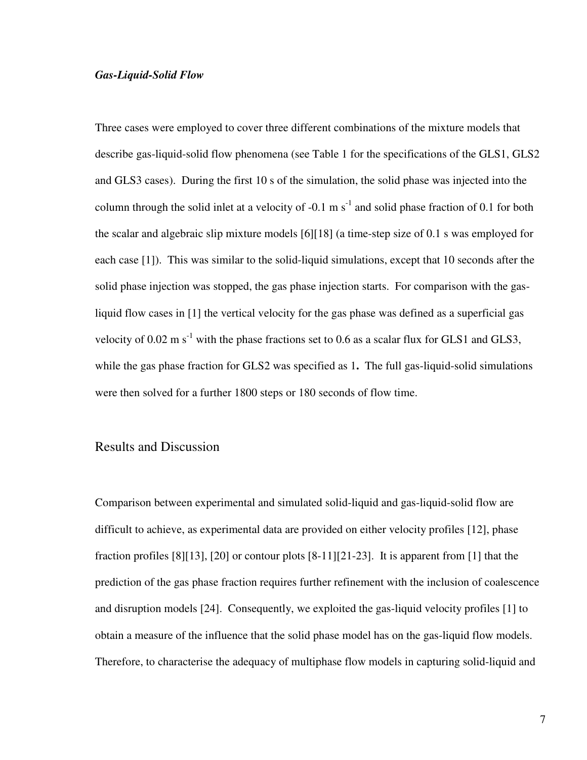### *Gas-Liquid-Solid Flow*

Three cases were employed to cover three different combinations of the mixture models that describe gas-liquid-solid flow phenomena (see Table 1 for the specifications of the GLS1, GLS2 and GLS3 cases). During the first 10 s of the simulation, the solid phase was injected into the column through the solid inlet at a velocity of -0.1 m $s^{-1}$ and solid phase fraction of 0.1 for both the scalar and algebraic slip mixture models [6][18] (a time-step size of 0.1 s was employed for each case [1]). This was similar to the solid-liquid simulations, except that 10 seconds after the solid phase injection was stopped, the gas phase injection starts. For comparison with the gas-liquid flow cases in [1] the vertical velocity for the gas phase was defined as a superficial gas velocity of 0.02 m $s^{-1}$ with the phase fractions set to 0.6 as a scalar flux for GLS1 and GLS3, while the gas phase fraction for GLS2 was specified as 1**.** The full gas-liquid-solid simulations were then solved for a further 1800 steps or 180 seconds of flow time.

## Results and Discussion

Comparison between experimental and simulated solid-liquid and gas-liquid-solid flow are difficult to achieve, as experimental data are provided on either velocity profiles [12], phase fraction profiles [8][13], [20] or contour plots [8-11][21-23]. It is apparent from [1] that the prediction of the gas phase fraction requires further refinement with the inclusion of coalescence and disruption models [24]. Consequently, we exploited the gas-liquid velocity profiles [1] to obtain a measure of the influence that the solid phase model has on the gas-liquid flow models. Therefore, to characterise the adequacy of multiphase flow models in capturing solid-liquid and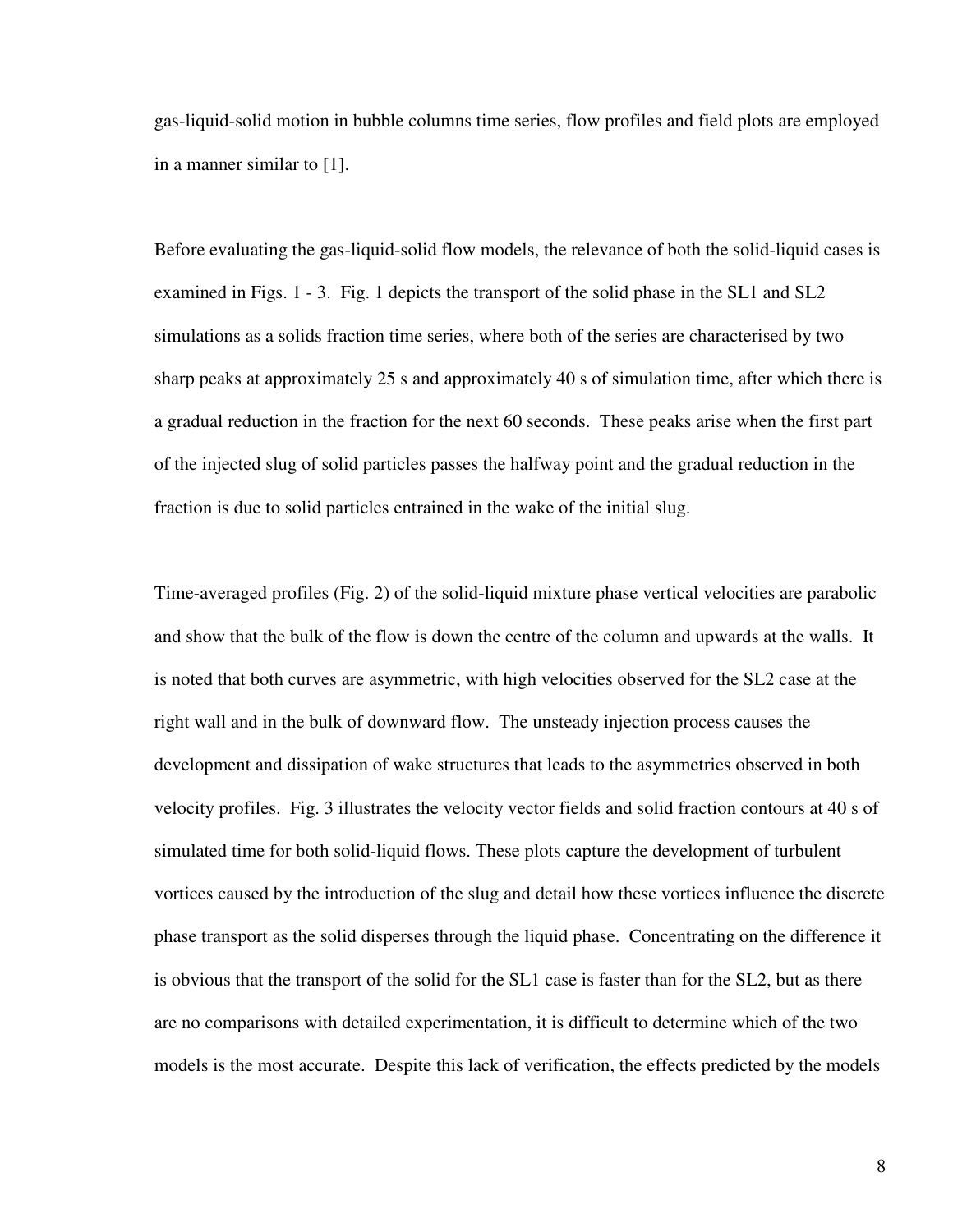gas-liquid-solid motion in bubble columns time series, flow profiles and field plots are employed in a manner similar to [1].

Before evaluating the gas-liquid-solid flow models, the relevance of both the solid-liquid cases is examined in Figs. 1 - 3. Fig. 1 depicts the transport of the solid phase in the SL1 and SL2 simulations as a solids fraction time series, where both of the series are characterised by two sharp peaks at approximately 25 s and approximately 40 s of simulation time, after which there is a gradual reduction in the fraction for the next 60 seconds. These peaks arise when the first part of the injected slug of solid particles passes the halfway point and the gradual reduction in the fraction is due to solid particles entrained in the wake of the initial slug.

Time-averaged profiles (Fig. 2) of the solid-liquid mixture phase vertical velocities are parabolic and show that the bulk of the flow is down the centre of the column and upwards at the walls. It is noted that both curves are asymmetric, with high velocities observed for the SL2 case at the right wall and in the bulk of downward flow. The unsteady injection process causes the development and dissipation of wake structures that leads to the asymmetries observed in both velocity profiles. Fig. 3 illustrates the velocity vector fields and solid fraction contours at 40 s of simulated time for both solid-liquid flows. These plots capture the development of turbulent vortices caused by the introduction of the slug and detail how these vortices influence the discrete phase transport as the solid disperses through the liquid phase. Concentrating on the difference it is obvious that the transport of the solid for the SL1 case is faster than for the SL2, but as there are no comparisons with detailed experimentation, it is difficult to determine which of the two models is the most accurate. Despite this lack of verification, the effects predicted by the models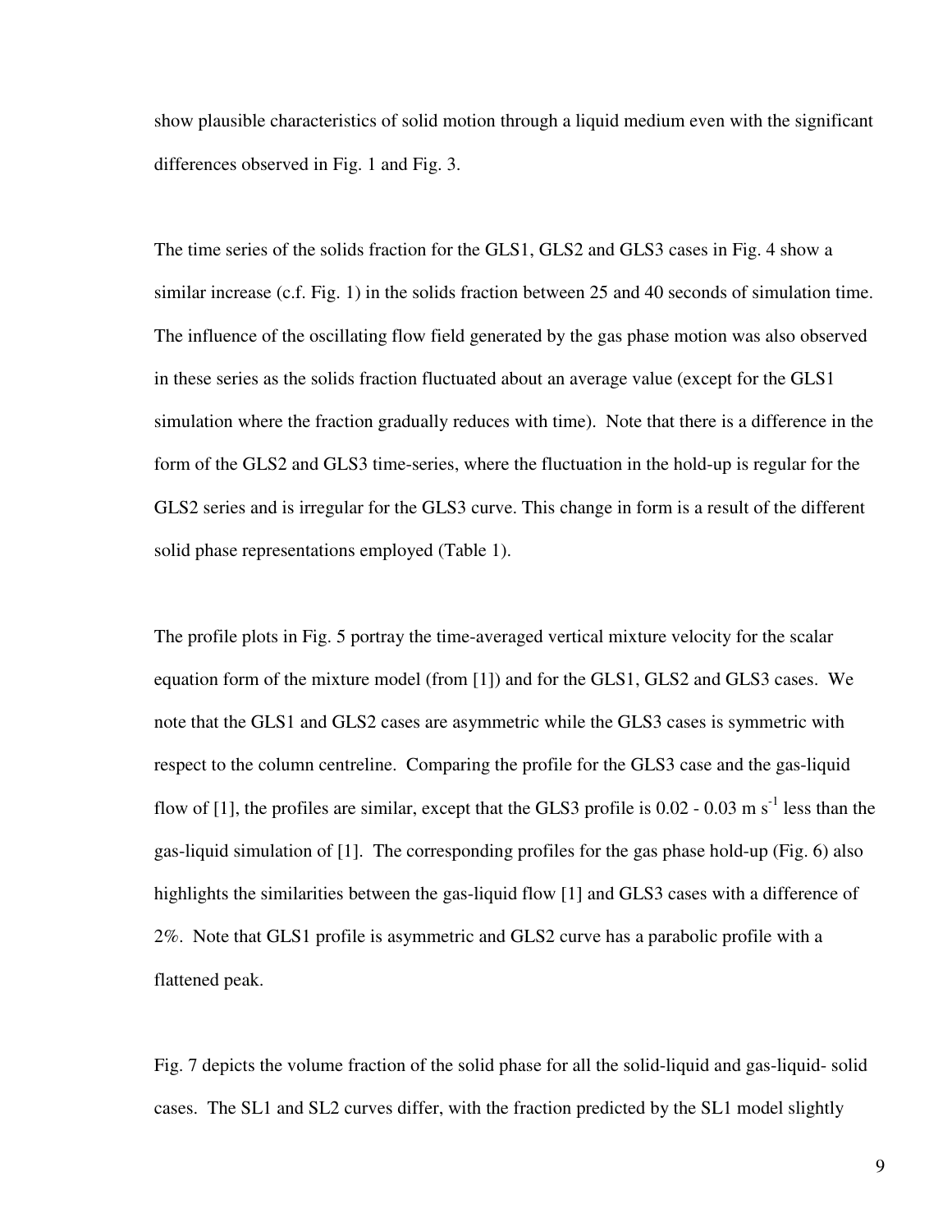show plausible characteristics of solid motion through a liquid medium even with the significant differences observed in Fig. 1 and Fig. 3.

The time series of the solids fraction for the GLS1, GLS2 and GLS3 cases in Fig. 4 show a similar increase (c.f. Fig. 1) in the solids fraction between 25 and 40 seconds of simulation time. The influence of the oscillating flow field generated by the gas phase motion was also observed in these series as the solids fraction fluctuated about an average value (except for the GLS1 simulation where the fraction gradually reduces with time). Note that there is a difference in the form of the GLS2 and GLS3 time-series, where the fluctuation in the hold-up is regular for the GLS2 series and is irregular for the GLS3 curve. This change in form is a result of the different solid phase representations employed (Table 1).

The profile plots in Fig. 5 portray the time-averaged vertical mixture velocity for the scalar equation form of the mixture model (from [1]) and for the GLS1, GLS2 and GLS3 cases. We note that the GLS1 and GLS2 cases are asymmetric while the GLS3 cases is symmetric with respect to the column centreline. Comparing the profile for the GLS3 case and the gas-liquid flow of [1], the profiles are similar, except that the GLS3 profile is 0.02 - 0.03 m $s^{-1}$ less than the gas-liquid simulation of [1]. The corresponding profiles for the gas phase hold-up (Fig. 6) also highlights the similarities between the gas-liquid flow [1] and GLS3 cases with a difference of 2%. Note that GLS1 profile is asymmetric and GLS2 curve has a parabolic profile with a flattened peak.

Fig. 7 depicts the volume fraction of the solid phase for all the solid-liquid and gas-liquid- solid cases. The SL1 and SL2 curves differ, with the fraction predicted by the SL1 model slightly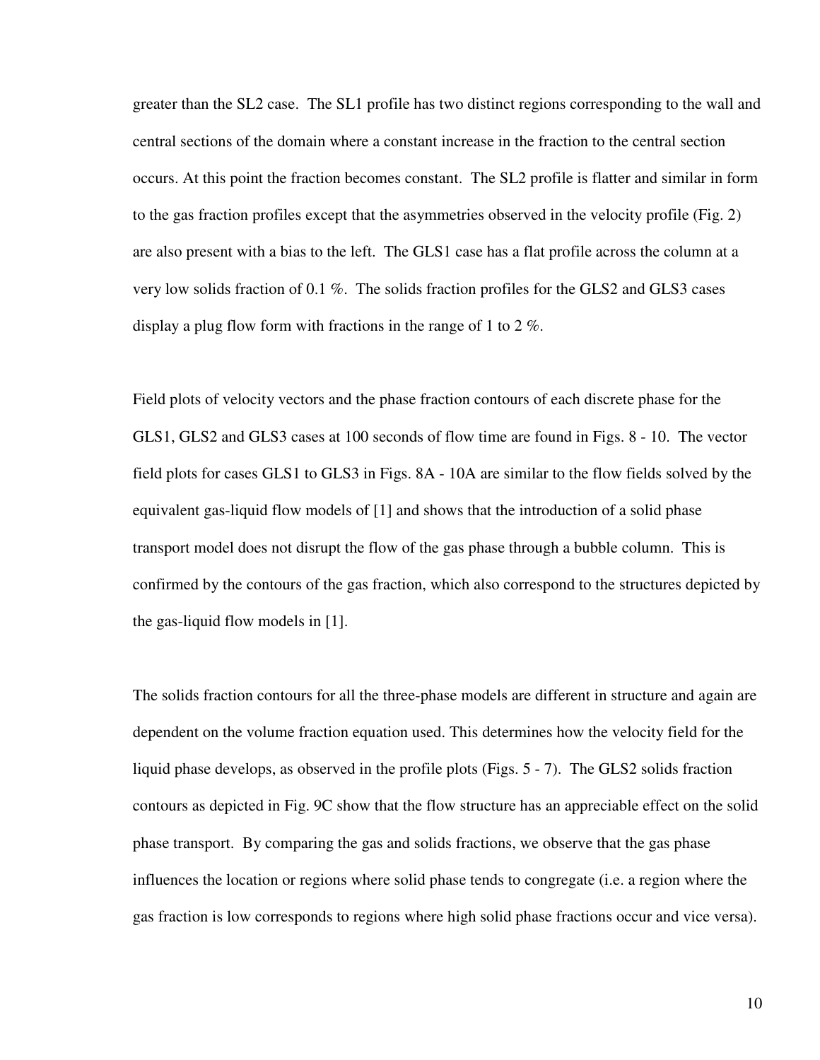greater than the SL2 case. The SL1 profile has two distinct regions corresponding to the wall and central sections of the domain where a constant increase in the fraction to the central section occurs. At this point the fraction becomes constant. The SL2 profile is flatter and similar in form to the gas fraction profiles except that the asymmetries observed in the velocity profile (Fig. 2) are also present with a bias to the left. The GLS1 case has a flat profile across the column at a very low solids fraction of 0.1 %. The solids fraction profiles for the GLS2 and GLS3 cases display a plug flow form with fractions in the range of 1 to 2 %.

Field plots of velocity vectors and the phase fraction contours of each discrete phase for the GLS1, GLS2 and GLS3 cases at 100 seconds of flow time are found in Figs. 8 - 10. The vector field plots for cases GLS1 to GLS3 in Figs. 8A - 10A are similar to the flow fields solved by the equivalent gas-liquid flow models of [1] and shows that the introduction of a solid phase transport model does not disrupt the flow of the gas phase through a bubble column. This is confirmed by the contours of the gas fraction, which also correspond to the structures depicted by the gas-liquid flow models in [1].

The solids fraction contours for all the three-phase models are different in structure and again are dependent on the volume fraction equation used. This determines how the velocity field for the liquid phase develops, as observed in the profile plots (Figs. 5 - 7). The GLS2 solids fraction contours as depicted in Fig. 9C show that the flow structure has an appreciable effect on the solid phase transport. By comparing the gas and solids fractions, we observe that the gas phase influences the location or regions where solid phase tends to congregate (i.e. a region where the gas fraction is low corresponds to regions where high solid phase fractions occur and vice versa).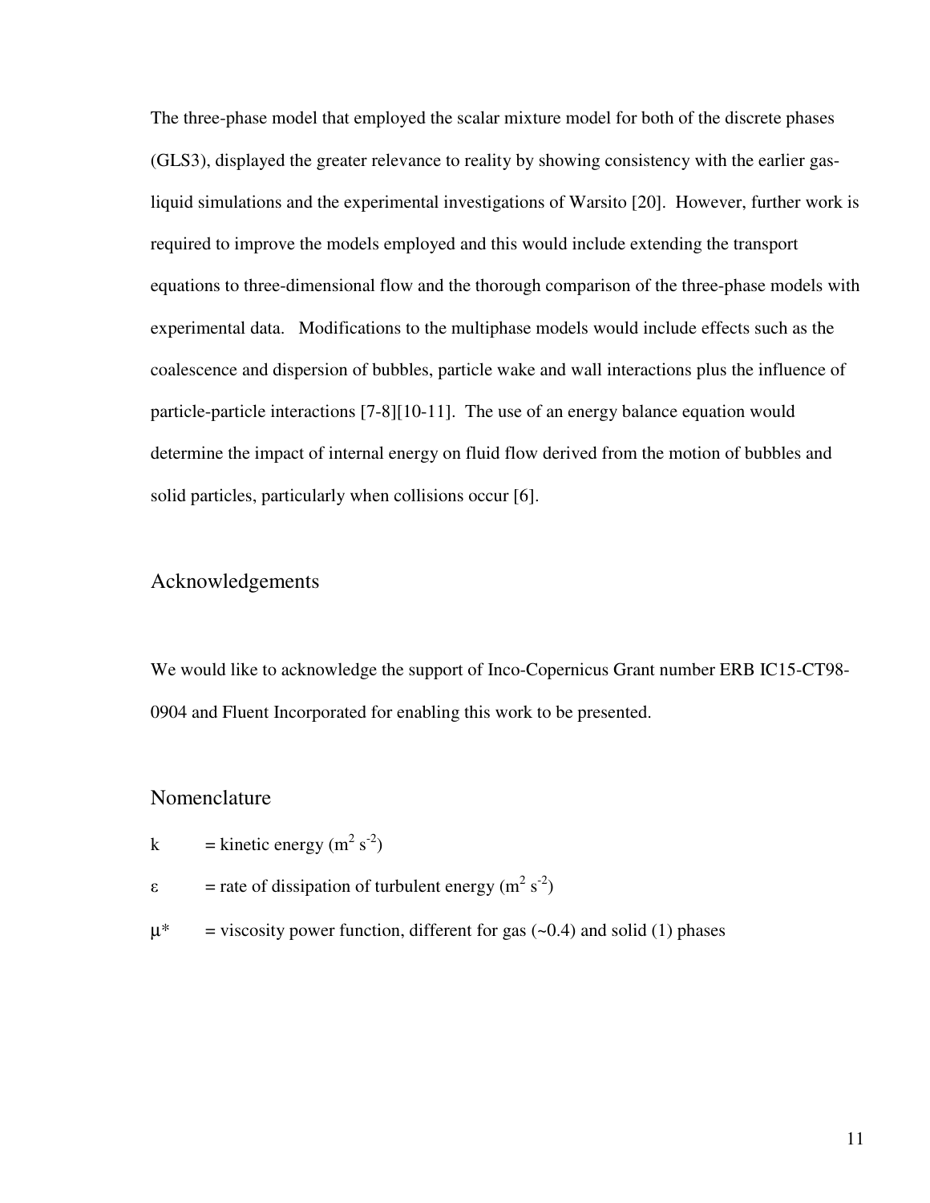The three-phase model that employed the scalar mixture model for both of the discrete phases (GLS3), displayed the greater relevance to reality by showing consistency with the earlier gas-liquid simulations and the experimental investigations of Warsito [20]. However, further work is required to improve the models employed and this would include extending the transport equations to three-dimensional flow and the thorough comparison of the three-phase models with experimental data. Modifications to the multiphase models would include effects such as the coalescence and dispersion of bubbles, particle wake and wall interactions plus the influence of particle-particle interactions [7-8][10-11]. The use of an energy balance equation would determine the impact of internal energy on fluid flow derived from the motion of bubbles and solid particles, particularly when collisions occur [6].

## Acknowledgements

We would like to acknowledge the support of Inco-Copernicus Grant number ERB IC15-CT98-0904 and Fluent Incorporated for enabling this work to be presented.

## Nomenclature

$k$ = kinetic energy ($m^2 \, s^{-2}$)

$\varepsilon$ = rate of dissipation of turbulent energy ($m^2 \, s^{-2}$)

$\mu^*$ = viscosity power function, different for gas (~0.4) and solid (1) phases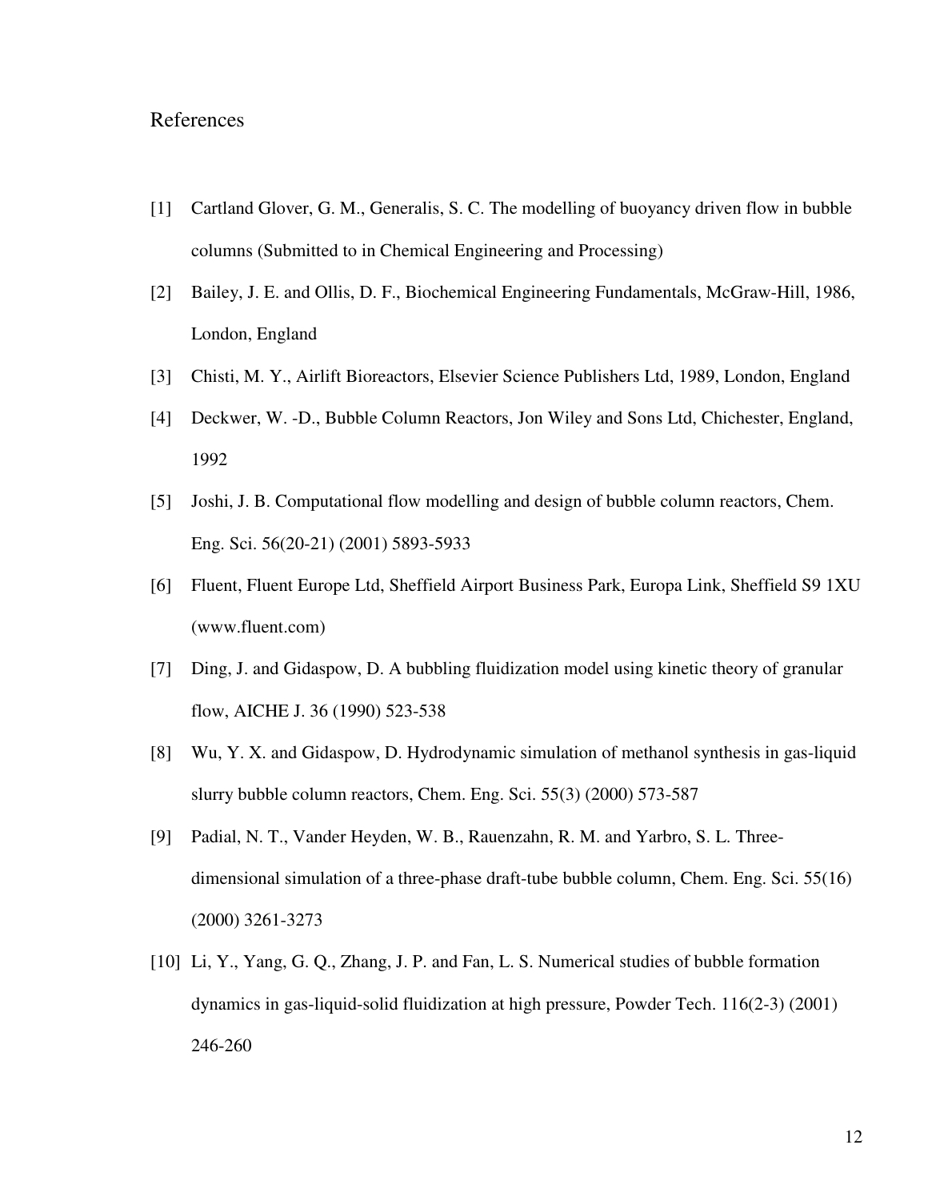# References

[1] Cartland Glover, G. M., Generalis, S. C. The modelling of buoyancy driven flow in bubble columns (Submitted to in Chemical Engineering and Processing)

[2] Bailey, J. E. and Ollis, D. F., Biochemical Engineering Fundamentals, McGraw-Hill, 1986, London, England

[3] Chisti, M. Y., Airlift Bioreactors, Elsevier Science Publishers Ltd, 1989, London, England

[4] Deckwer, W. -D., Bubble Column Reactors, Jon Wiley and Sons Ltd, Chichester, England, 1992

[5] Joshi, J. B. Computational flow modelling and design of bubble column reactors, Chem. Eng. Sci. 56(20-21) (2001) 5893-5933

[6] Fluent, Fluent Europe Ltd, Sheffield Airport Business Park, Europa Link, Sheffield S9 1XU (www.fluent.com)

[7] Ding, J. and Gidaspow, D. A bubbling fluidization model using kinetic theory of granular flow, AICHE J. 36 (1990) 523-538

[8] Wu, Y. X. and Gidaspow, D. Hydrodynamic simulation of methanol synthesis in gas-liquid slurry bubble column reactors, Chem. Eng. Sci. 55(3) (2000) 573-587

[9] Padial, N. T., Vander Heyden, W. B., Rauenzahn, R. M. and Yarbro, S. L. Three-dimensional simulation of a three-phase draft-tube bubble column, Chem. Eng. Sci. 55(16) (2000) 3261-3273

[10] Li, Y., Yang, G. Q., Zhang, J. P. and Fan, L. S. Numerical studies of bubble formation dynamics in gas-liquid-solid fluidization at high pressure, Powder Tech. 116(2-3) (2001) 246-260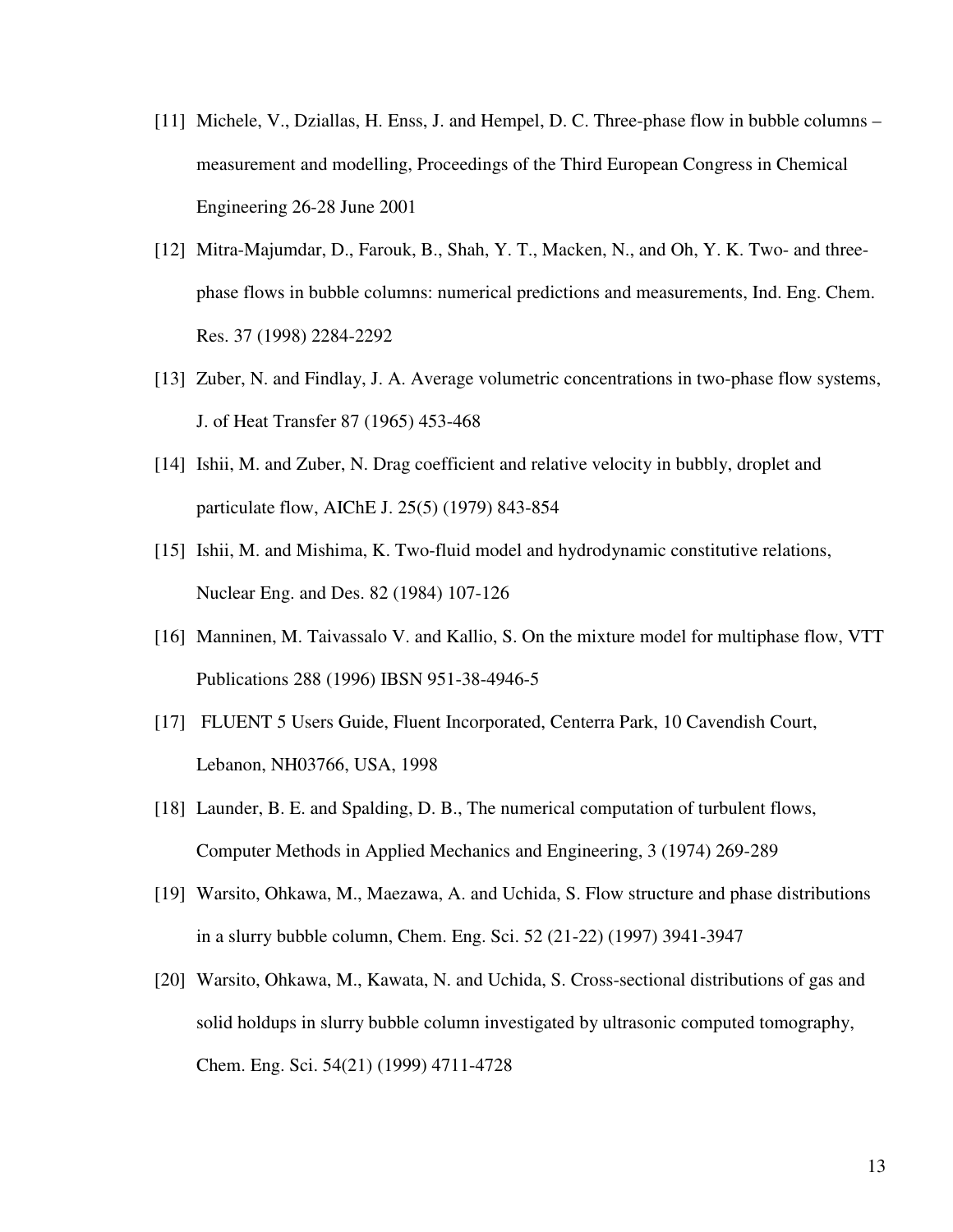[11] Michele, V., Dziallas, H. Enss, J. and Hempel, D. C. Three-phase flow in bubble columns – measurement and modelling, Proceedings of the Third European Congress in Chemical Engineering 26-28 June 2001

[12] Mitra-Majumdar, D., Farouk, B., Shah, Y. T., Macken, N., and Oh, Y. K. Two- and three-phase flows in bubble columns: numerical predictions and measurements, Ind. Eng. Chem. Res. 37 (1998) 2284-2292

[13] Zuber, N. and Findlay, J. A. Average volumetric concentrations in two-phase flow systems, J. of Heat Transfer 87 (1965) 453-468

[14] Ishii, M. and Zuber, N. Drag coefficient and relative velocity in bubbly, droplet and particulate flow, AIChE J. 25(5) (1979) 843-854

[15] Ishii, M. and Mishima, K. Two-fluid model and hydrodynamic constitutive relations, Nuclear Eng. and Des. 82 (1984) 107-126

[16] Manninen, M. Taivassalo V. and Kallio, S. On the mixture model for multiphase flow, VTT Publications 288 (1996) IBSN 951-38-4946-5

[17] FLUENT 5 Users Guide, Fluent Incorporated, Centerra Park, 10 Cavendish Court, Lebanon, NH03766, USA, 1998

[18] Launder, B. E. and Spalding, D. B., The numerical computation of turbulent flows, Computer Methods in Applied Mechanics and Engineering, 3 (1974) 269-289

[19] Warsito, Ohkawa, M., Maezawa, A. and Uchida, S. Flow structure and phase distributions in a slurry bubble column, Chem. Eng. Sci. 52 (21-22) (1997) 3941-3947

[20] Warsito, Ohkawa, M., Kawata, N. and Uchida, S. Cross-sectional distributions of gas and solid holdups in slurry bubble column investigated by ultrasonic computed tomography, Chem. Eng. Sci. 54(21) (1999) 4711-4728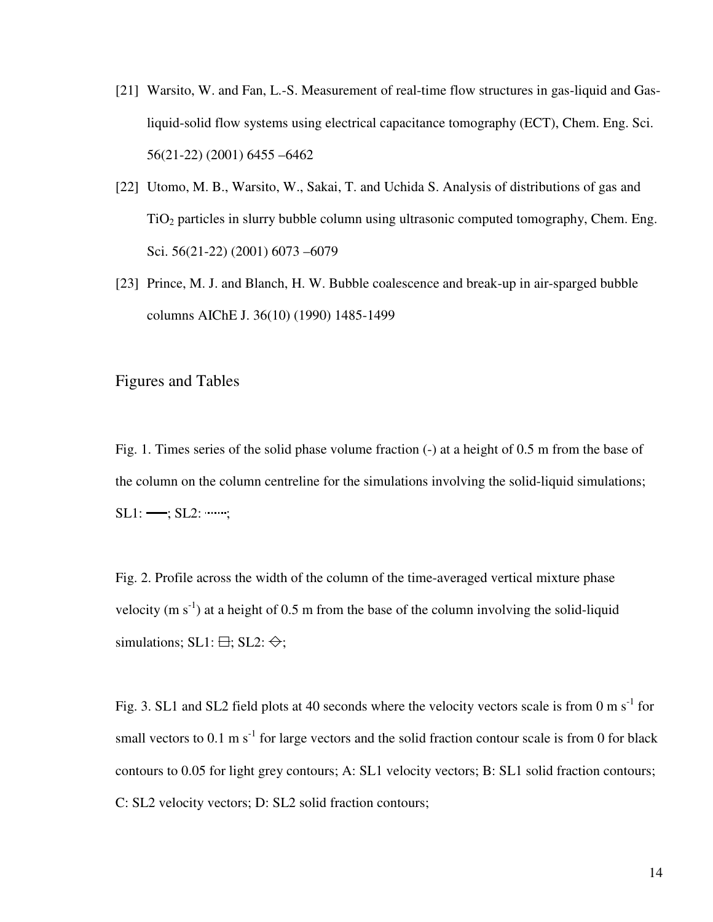[21] Warsito, W. and Fan, L.-S. Measurement of real-time flow structures in gas-liquid and Gas-liquid-solid flow systems using electrical capacitance tomography (ECT), Chem. Eng. Sci. 56(21-22) (2001) 6455 –6462

[22] Utomo, M. B., Warsito, W., Sakai, T. and Uchida S. Analysis of distributions of gas and $TiO_2$ particles in slurry bubble column using ultrasonic computed tomography, Chem. Eng. Sci. 56(21-22) (2001) 6073 –6079

[23] Prince, M. J. and Blanch, H. W. Bubble coalescence and break-up in air-sparged bubble columns AIChE J. 36(10) (1990) 1485-1499

## Figures and Tables

Fig. 1. Times series of the solid phase volume fraction (-) at a height of 0.5 m from the base of the column on the column centreline for the simulations involving the solid-liquid simulations; SL1: ——; SL2: ·······;

Fig. 2. Profile across the width of the column of the time-averaged vertical mixture phase velocity (m $s^{-1}$) at a height of 0.5 m from the base of the column involving the solid-liquid simulations; SL1: ⊟; SL2: ⬖;

Fig. 3. SL1 and SL2 field plots at 40 seconds where the velocity vectors scale is from 0 m $s^{-1}$ for small vectors to 0.1 m $s^{-1}$ for large vectors and the solid fraction contour scale is from 0 for black contours to 0.05 for light grey contours; A: SL1 velocity vectors; B: SL1 solid fraction contours; C: SL2 velocity vectors; D: SL2 solid fraction contours;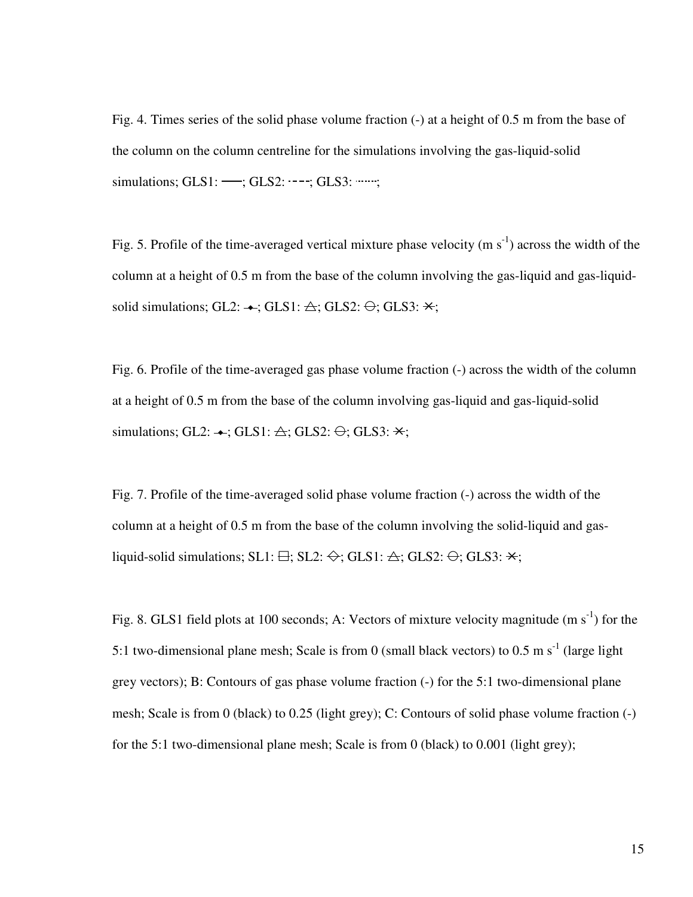Fig. 4. Times series of the solid phase volume fraction (-) at a height of 0.5 m from the base of the column on the column centreline for the simulations involving the gas-liquid-solid simulations; GLS1: ——; GLS2: - - - -; GLS3: ·······;

Fig. 5. Profile of the time-averaged vertical mixture phase velocity (m $s^{-1}$) across the width of the column at a height of 0.5 m from the base of the column involving the gas-liquid and gas-liquid-solid simulations; GL2: -◆-; GLS1: △; GLS2: ⊖; GLS3: ⋇;

Fig. 6. Profile of the time-averaged gas phase volume fraction (-) across the width of the column at a height of 0.5 m from the base of the column involving gas-liquid and gas-liquid-solid simulations; GL2: -◆-; GLS1: △; GLS2: ⊖; GLS3: ⋇;

Fig. 7. Profile of the time-averaged solid phase volume fraction (-) across the width of the column at a height of 0.5 m from the base of the column involving the solid-liquid and gas-liquid-solid simulations; SL1: ⊟; SL2: ◇; GLS1: △; GLS2: ⊖; GLS3: ⋇;

Fig. 8. GLS1 field plots at 100 seconds; A: Vectors of mixture velocity magnitude (m $s^{-1}$) for the 5:1 two-dimensional plane mesh; Scale is from 0 (small black vectors) to 0.5 m $s^{-1}$ (large light grey vectors); B: Contours of gas phase volume fraction (-) for the 5:1 two-dimensional plane mesh; Scale is from 0 (black) to 0.25 (light grey); C: Contours of solid phase volume fraction (-) for the 5:1 two-dimensional plane mesh; Scale is from 0 (black) to 0.001 (light grey);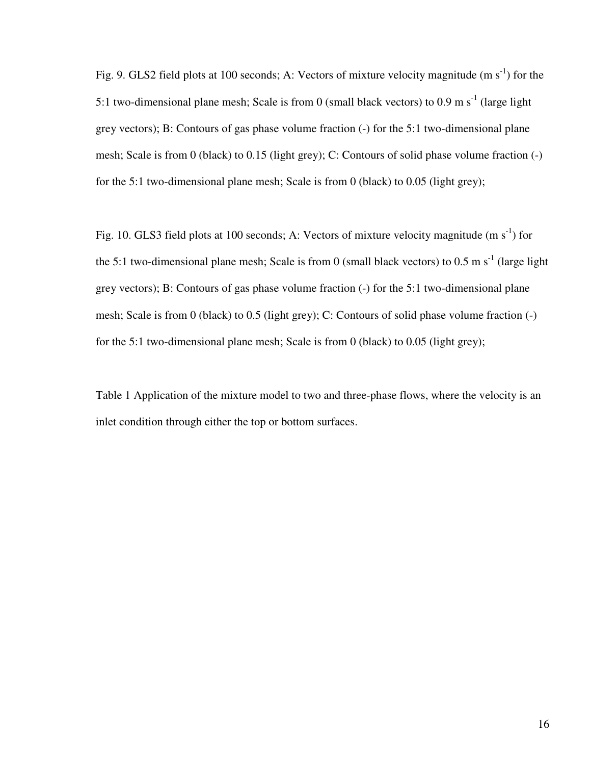Fig. 9. GLS2 field plots at 100 seconds; A: Vectors of mixture velocity magnitude (m $s^{-1}$) for the 5:1 two-dimensional plane mesh; Scale is from 0 (small black vectors) to 0.9 m $s^{-1}$ (large light grey vectors); B: Contours of gas phase volume fraction (-) for the 5:1 two-dimensional plane mesh; Scale is from 0 (black) to 0.15 (light grey); C: Contours of solid phase volume fraction (-) for the 5:1 two-dimensional plane mesh; Scale is from 0 (black) to 0.05 (light grey);

Fig. 10. GLS3 field plots at 100 seconds; A: Vectors of mixture velocity magnitude (m $s^{-1}$) for the 5:1 two-dimensional plane mesh; Scale is from 0 (small black vectors) to 0.5 m $s^{-1}$ (large light grey vectors); B: Contours of gas phase volume fraction (-) for the 5:1 two-dimensional plane mesh; Scale is from 0 (black) to 0.5 (light grey); C: Contours of solid phase volume fraction (-) for the 5:1 two-dimensional plane mesh; Scale is from 0 (black) to 0.05 (light grey);

Table 1 Application of the mixture model to two and three-phase flows, where the velocity is an inlet condition through either the top or bottom surfaces.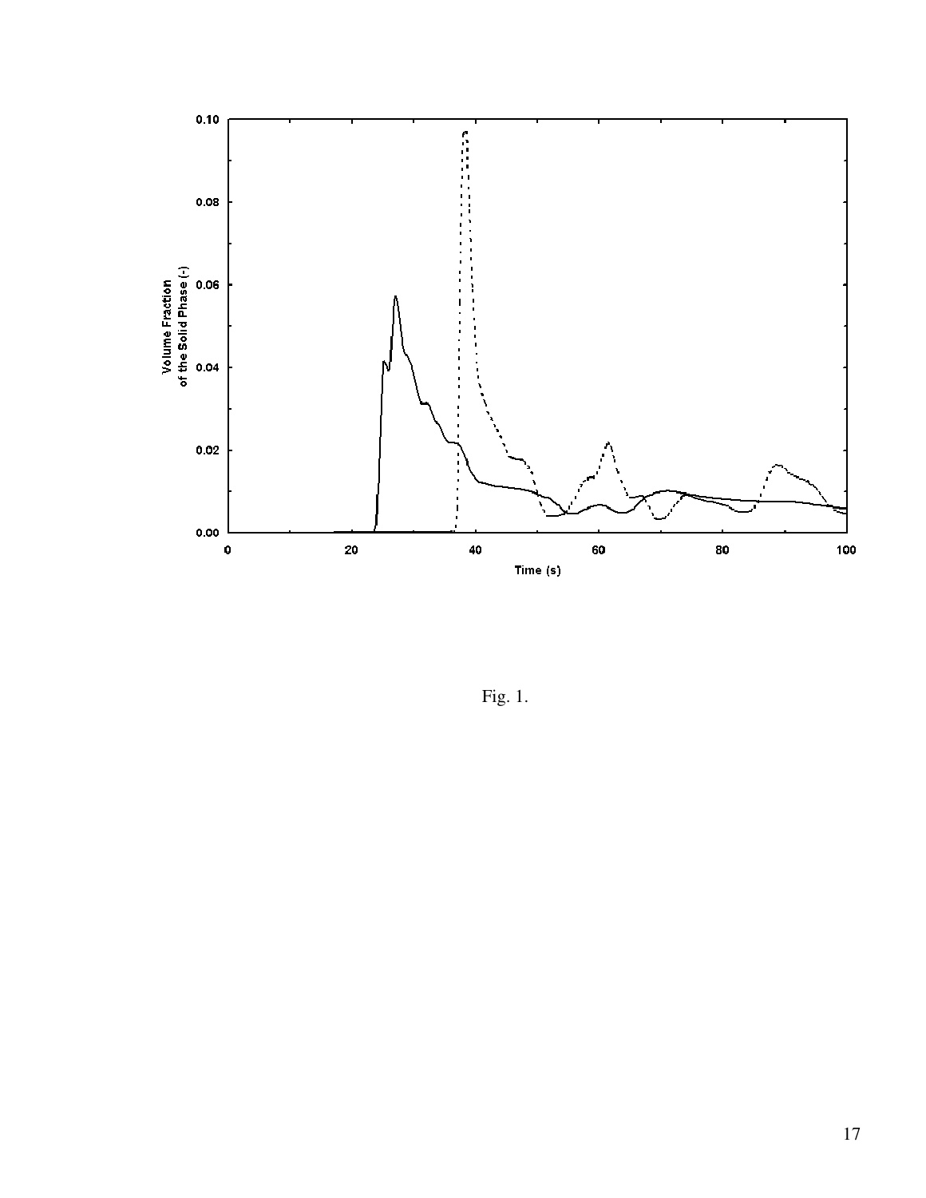Fig. 1.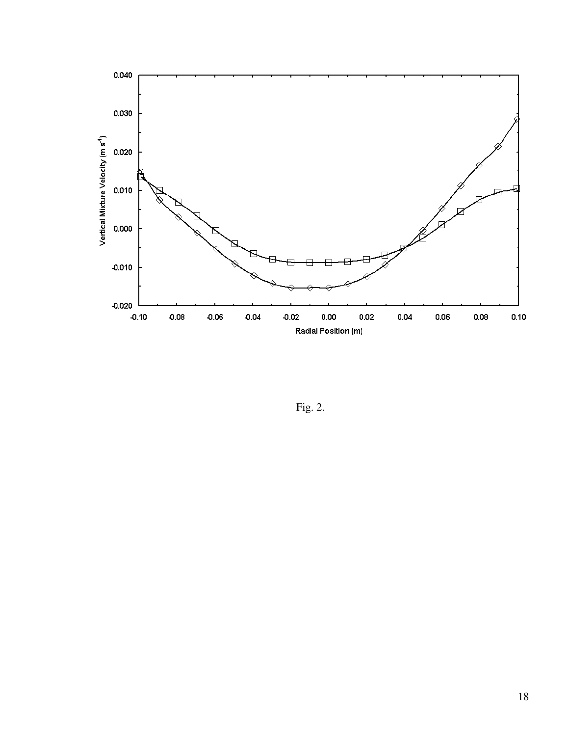Fig. 2.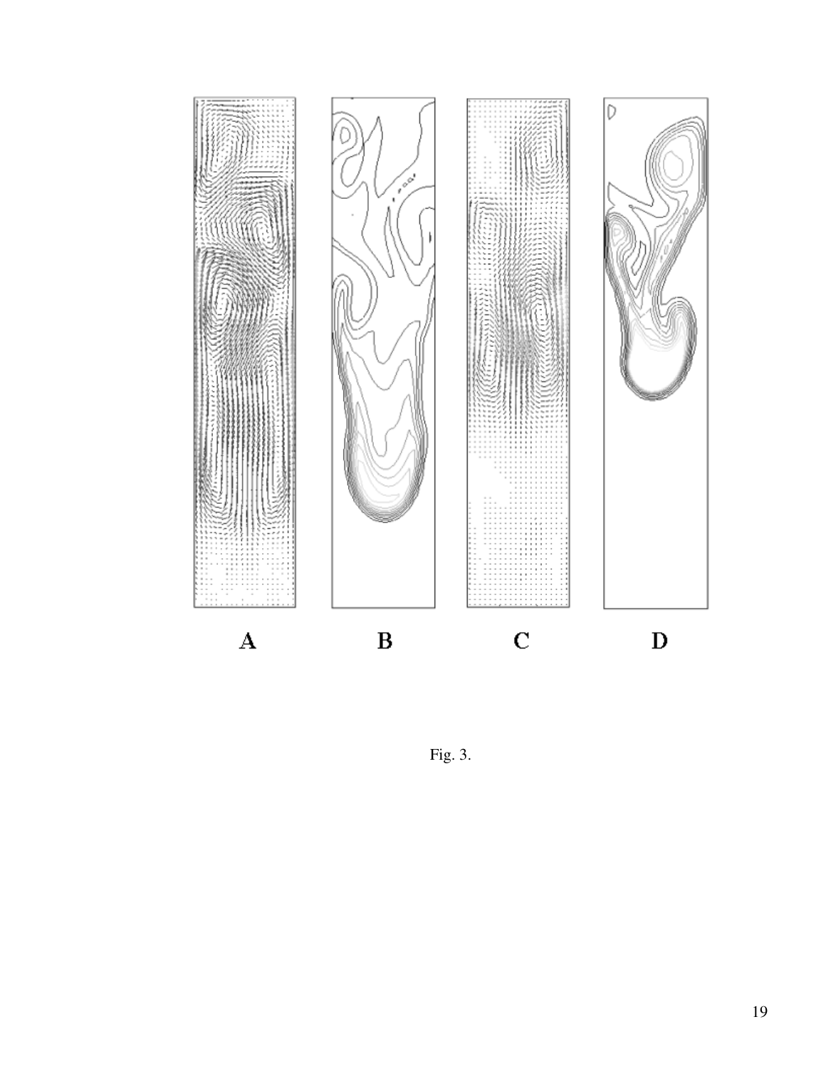A B C D

Fig. 3.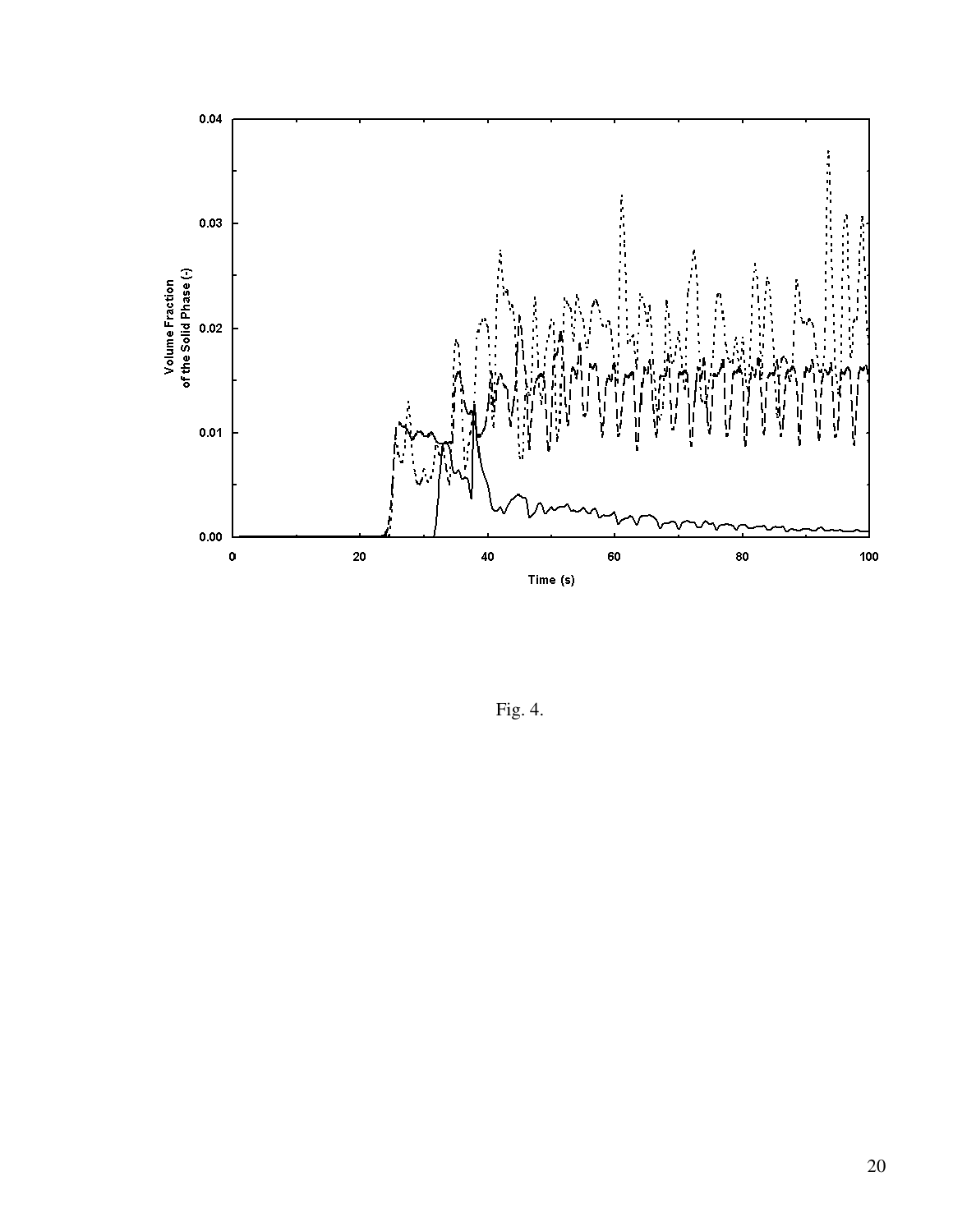Fig. 4.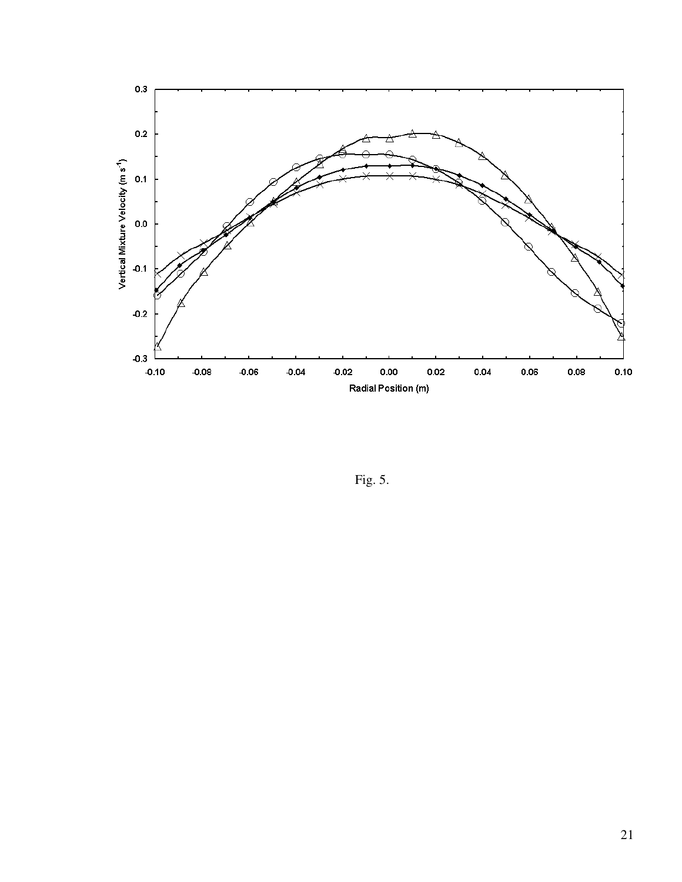Fig. 5.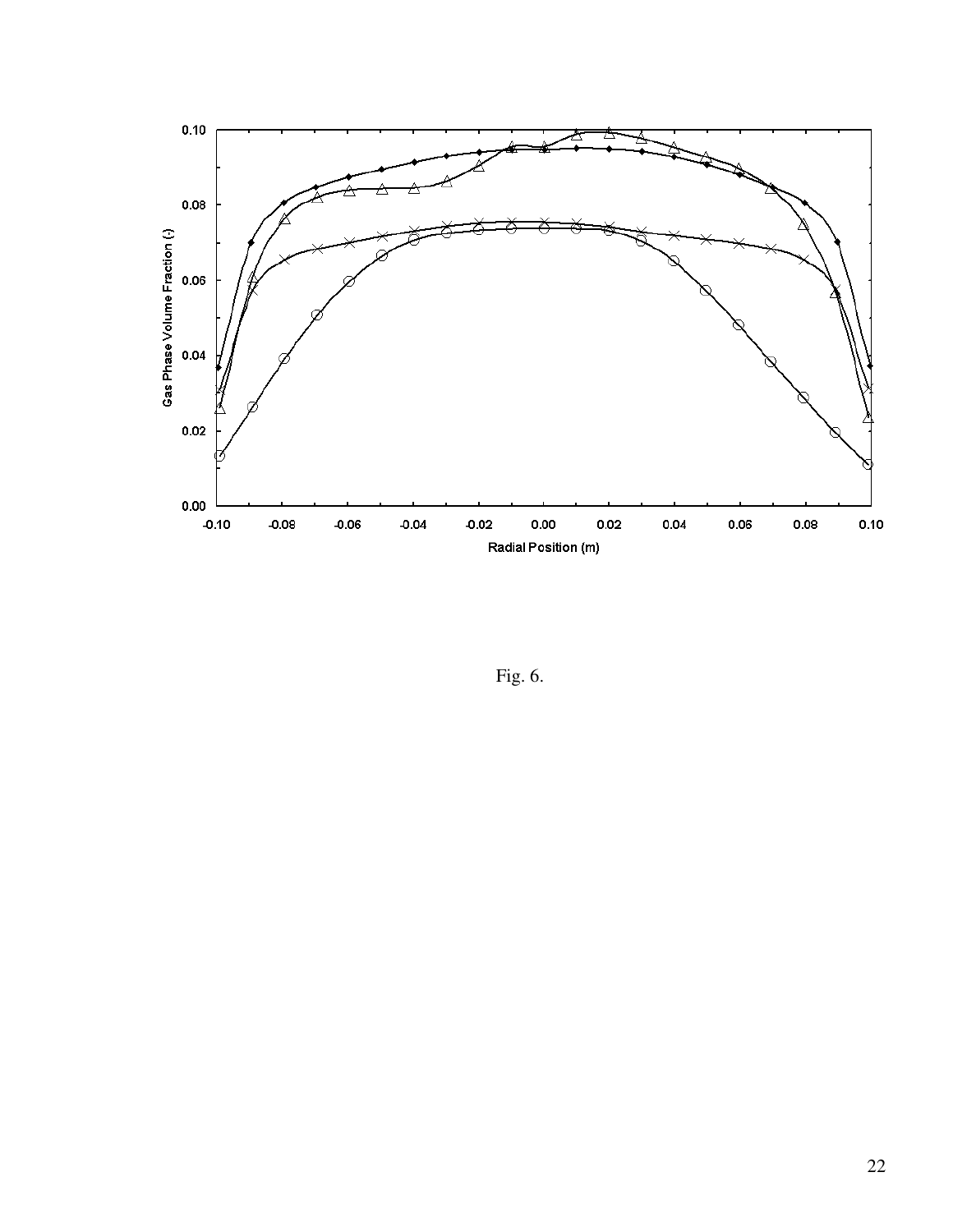Fig. 6.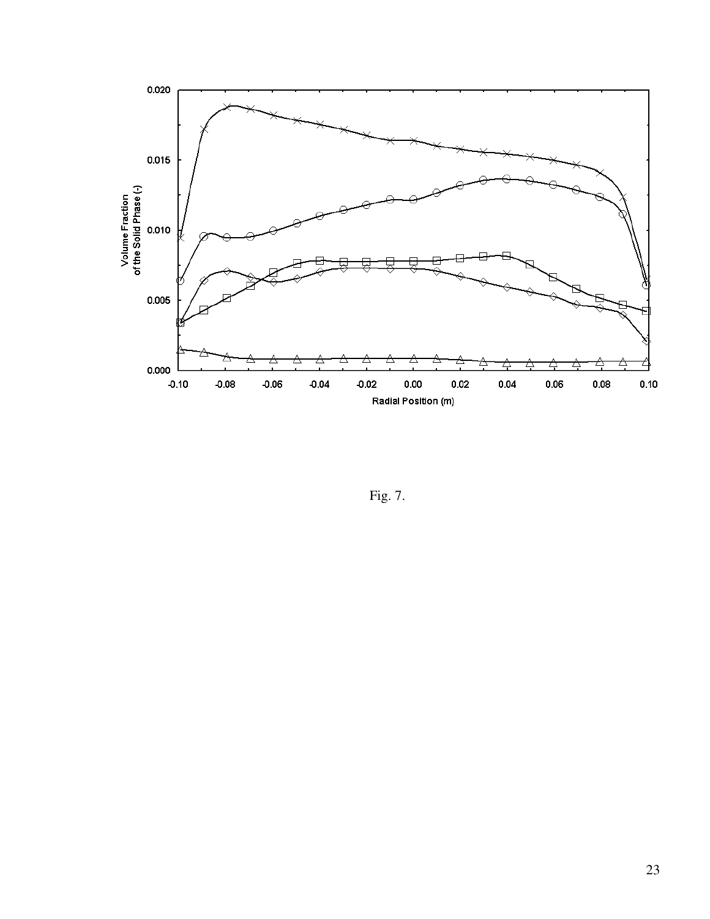Fig. 7.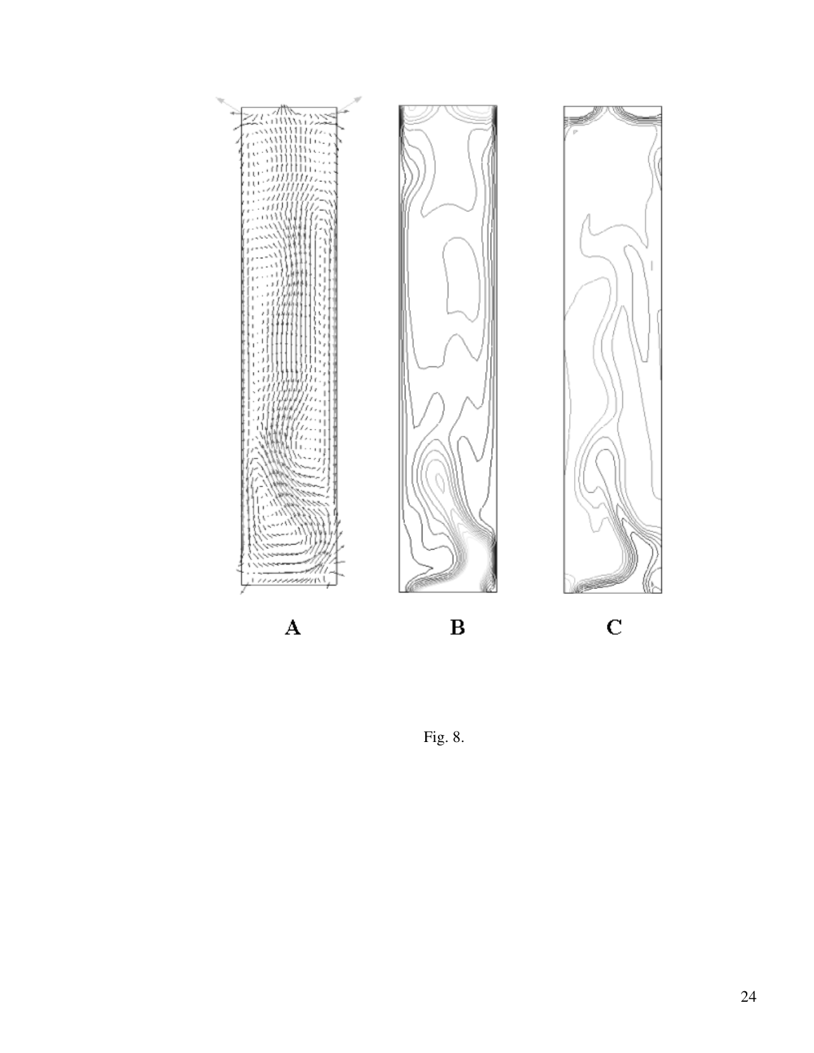A B C

Fig. 8.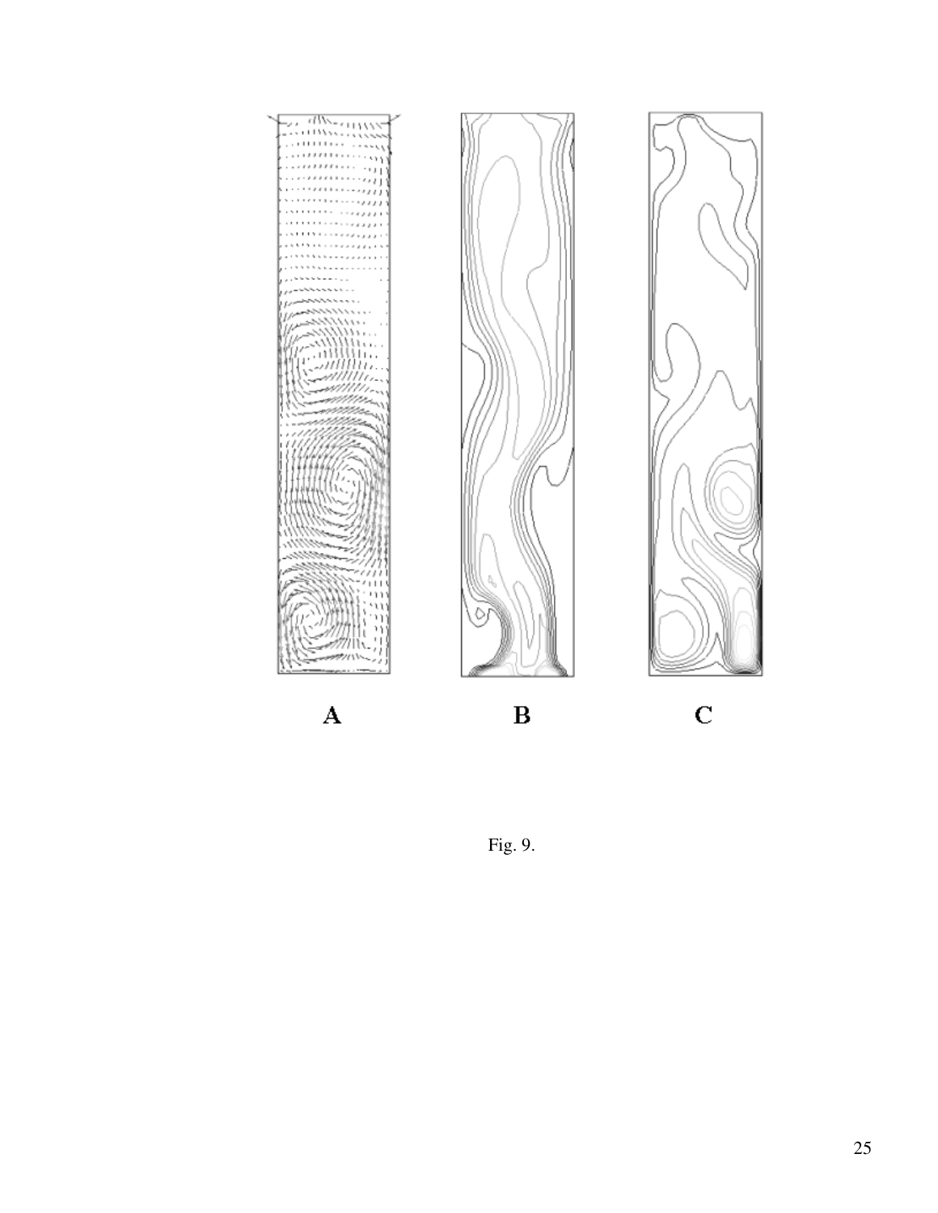A

B

C

Fig. 9.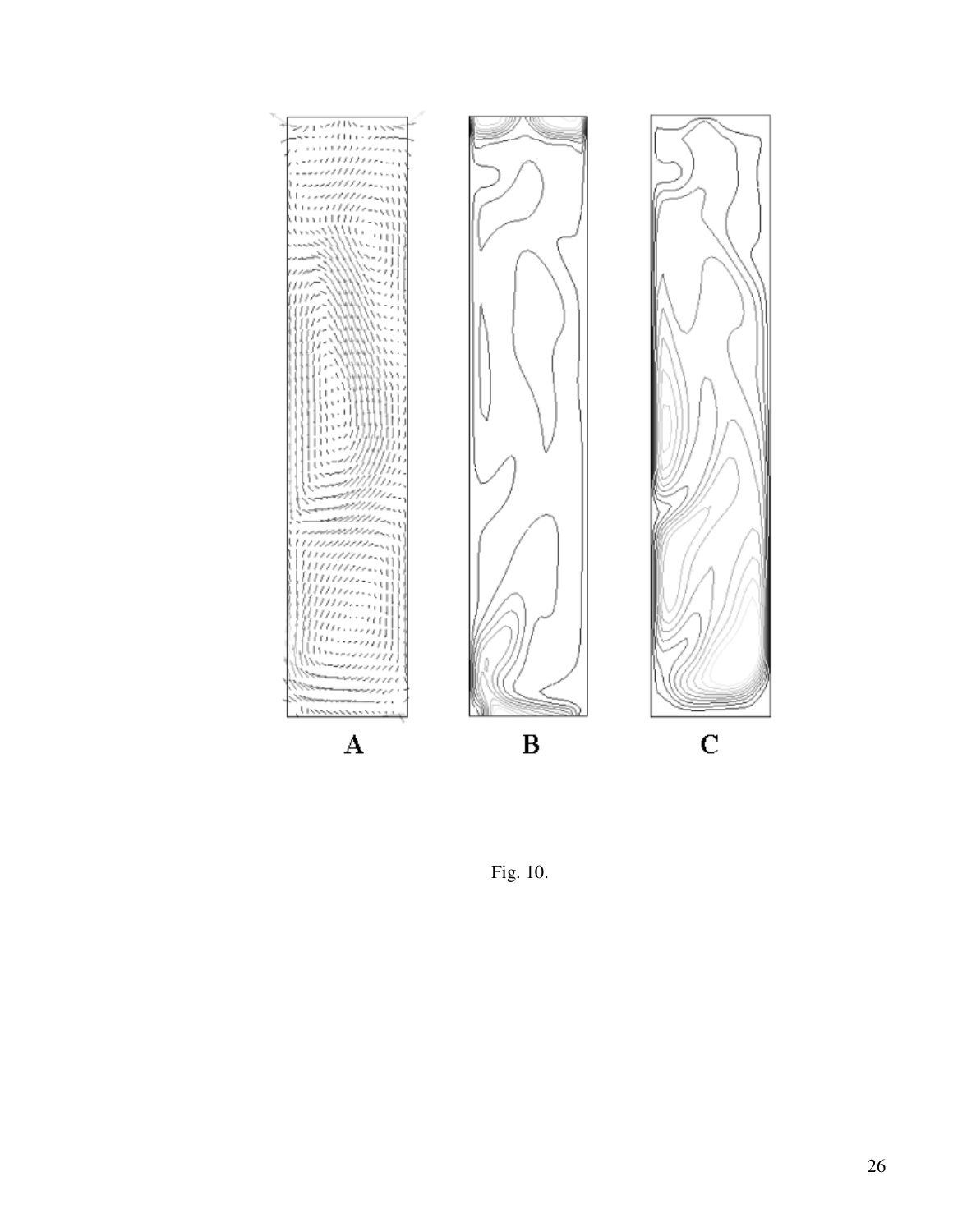A

B

C

Fig. 10.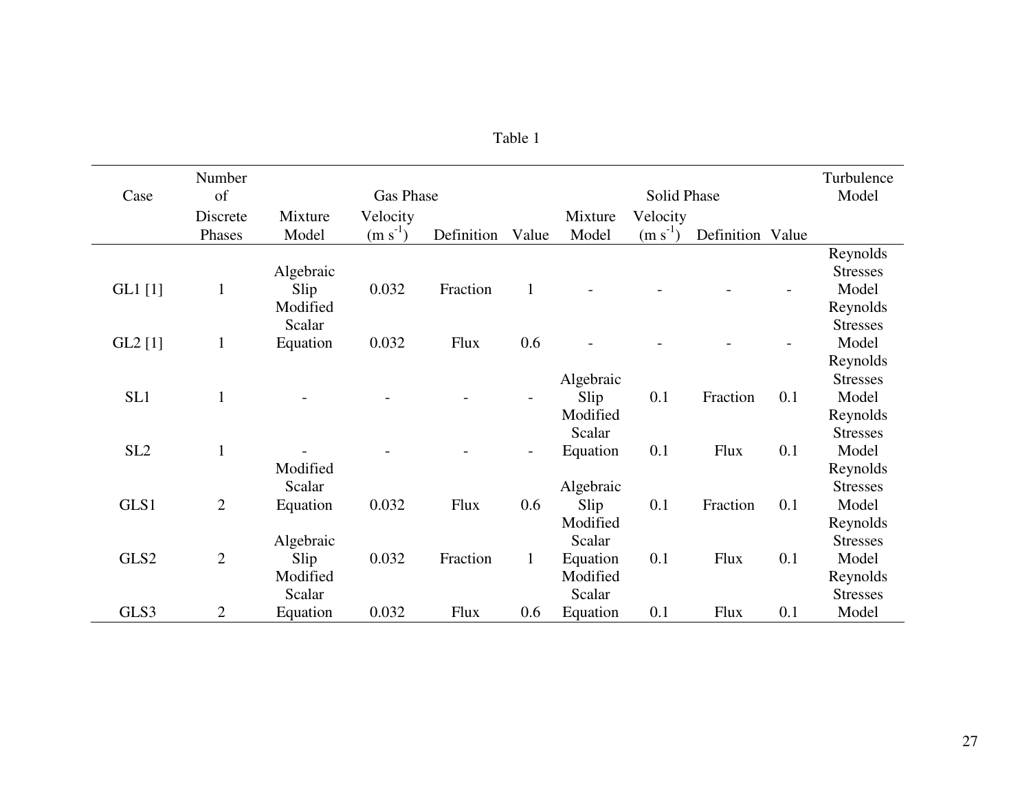Table 1

| Case | Number of Discrete Phases | Gas Phase | | | | Solid Phase | | | | Turbulence Model |
|---|---|---|---|---|---|---|---|---|---|---|
| | | Mixture Model | Velocity (m s$^{-1}$) | Definition | Value | Mixture Model | Velocity (m s$^{-1}$) | Definition | Value | |
| GL1 [1] | 1 | Algebraic Slip | 0.032 | Fraction | 1 | - | - | - | - | Reynolds Stresses Model |
| GL2 [1] | 1 | Modified Scalar Equation | 0.032 | Flux | 0.6 | - | - | - | - | Reynolds Stresses Model |
| SL1 | 1 | - | - | - | - | Algebraic Slip | 0.1 | Fraction | 0.1 | Reynolds Stresses Model |
| SL2 | 1 | - | - | - | - | Modified Scalar Equation | 0.1 | Flux | 0.1 | Reynolds Stresses Model |
| GLS1 | 2 | Modified Scalar Equation | 0.032 | Flux | 0.6 | Algebraic Slip | 0.1 | Fraction | 0.1 | Reynolds Stresses Model |
| GLS2 | 2 | Algebraic Slip | 0.032 | Fraction | 1 | Modified Scalar Equation | 0.1 | Flux | 0.1 | Reynolds Stresses Model |
| GLS3 | 2 | Modified Scalar Equation | 0.032 | Flux | 0.6 | Modified Scalar Equation | 0.1 | Flux | 0.1 | Reynolds Stresses Model |